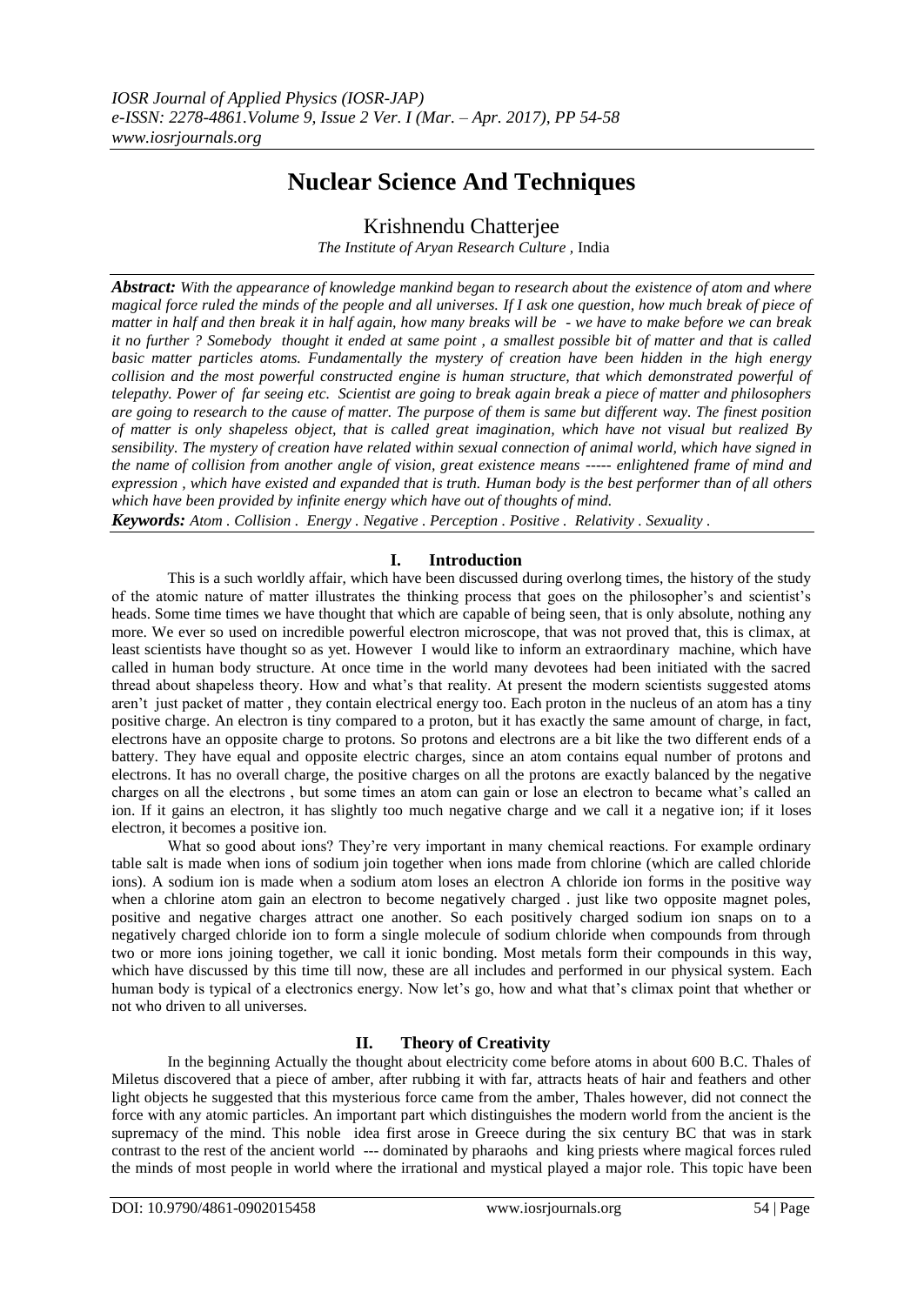# Nuclear Science And Techniques

Krishnendu Chatterjee

*The Institute of Aryan Research Culture* , India

***Abstract:*** *With the appearance of knowledge mankind began to research about the existence of atom and where magical force ruled the minds of the people and all universes. If I ask one question, how much break of piece of matter in half and then break it in half again, how many breaks will be - we have to make before we can break it no further ? Somebody thought it ended at same point , a smallest possible bit of matter and that is called basic matter particles atoms. Fundamentally the mystery of creation have been hidden in the high energy collision and the most powerful constructed engine is human structure, that which demonstrated powerful of telepathy. Power of far seeing etc. Scientist are going to break again break a piece of matter and philosophers are going to research to the cause of matter. The purpose of them is same but different way. The finest position of matter is only shapeless object, that is called great imagination, which have not visual but realized By sensibility. The mystery of creation have related within sexual connection of animal world, which have signed in the name of collision from another angle of vision, great existence means ----- enlightened frame of mind and expression , which have existed and expanded that is truth. Human body is the best performer than of all others which have been provided by infinite energy which have out of thoughts of mind.*

***Keywords:*** *Atom . Collision . Energy . Negative . Perception . Positive . Relativity . Sexuality .*

## I. Introduction

This is a such worldly affair, which have been discussed during overlong times, the history of the study of the atomic nature of matter illustrates the thinking process that goes on the philosopher's and scientist's heads. Some time times we have thought that which are capable of being seen, that is only absolute, nothing any more. We ever so used on incredible powerful electron microscope, that was not proved that, this is climax, at least scientists have thought so as yet. However I would like to inform an extraordinary machine, which have called in human body structure. At once time in the world many devotees had been initiated with the sacred thread about shapeless theory. How and what's that reality. At present the modern scientists suggested atoms aren't just packet of matter , they contain electrical energy too. Each proton in the nucleus of an atom has a tiny positive charge. An electron is tiny compared to a proton, but it has exactly the same amount of charge, in fact, electrons have an opposite charge to protons. So protons and electrons are a bit like the two different ends of a battery. They have equal and opposite electric charges, since an atom contains equal number of protons and electrons. It has no overall charge, the positive charges on all the protons are exactly balanced by the negative charges on all the electrons , but some times an atom can gain or lose an electron to became what's called an ion. If it gains an electron, it has slightly too much negative charge and we call it a negative ion; if it loses electron, it becomes a positive ion.

What so good about ions? They're very important in many chemical reactions. For example ordinary table salt is made when ions of sodium join together when ions made from chlorine (which are called chloride ions). A sodium ion is made when a sodium atom loses an electron A chloride ion forms in the positive way when a chlorine atom gain an electron to become negatively charged . just like two opposite magnet poles, positive and negative charges attract one another. So each positively charged sodium ion snaps on to a negatively charged chloride ion to form a single molecule of sodium chloride when compounds from through two or more ions joining together, we call it ionic bonding. Most metals form their compounds in this way, which have discussed by this time till now, these are all includes and performed in our physical system. Each human body is typical of a electronics energy. Now let's go, how and what that's climax point that whether or not who driven to all universes.

## II. Theory of Creativity

In the beginning Actually the thought about electricity come before atoms in about 600 B.C. Thales of Miletus discovered that a piece of amber, after rubbing it with far, attracts heats of hair and feathers and other light objects he suggested that this mysterious force came from the amber, Thales however, did not connect the force with any atomic particles. An important part which distinguishes the modern world from the ancient is the supremacy of the mind. This noble idea first arose in Greece during the six century BC that was in stark contrast to the rest of the ancient world --- dominated by pharaohs and king priests where magical forces ruled the minds of most people in world where the irrational and mystical played a major role. This topic have been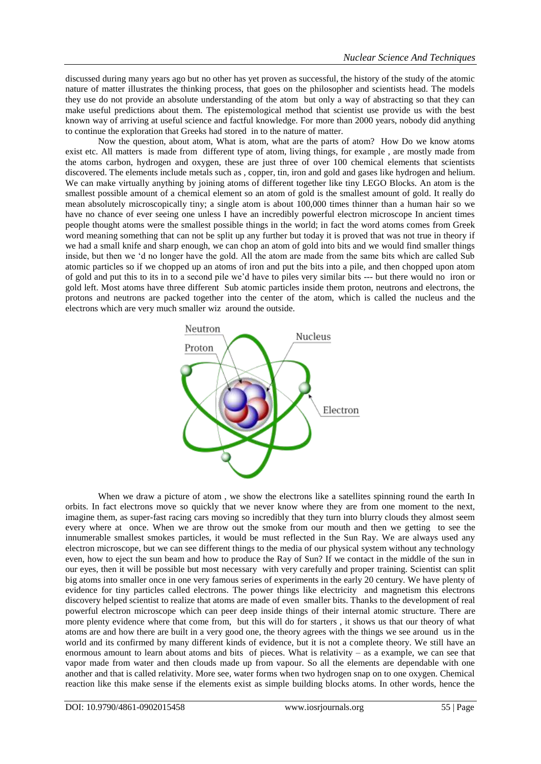discussed during many years ago but no other has yet proven as successful, the history of the study of the atomic nature of matter illustrates the thinking process, that goes on the philosopher and scientists head. The models they use do not provide an absolute understanding of the atom but only a way of abstracting so that they can make useful predictions about them. The epistemological method that scientist use provide us with the best known way of arriving at useful science and factful knowledge. For more than 2000 years, nobody did anything to continue the exploration that Greeks had stored in to the nature of matter.

Now the question, about atom, What is atom, what are the parts of atom? How Do we know atoms exist etc. All matters is made from different type of atom, living things, for example , are mostly made from the atoms carbon, hydrogen and oxygen, these are just three of over 100 chemical elements that scientists discovered. The elements include metals such as , copper, tin, iron and gold and gases like hydrogen and helium. We can make virtually anything by joining atoms of different together like tiny LEGO Blocks. An atom is the smallest possible amount of a chemical element so an atom of gold is the smallest amount of gold. It really do mean absolutely microscopically tiny; a single atom is about 100,000 times thinner than a human hair so we have no chance of ever seeing one unless I have an incredibly powerful electron microscope In ancient times people thought atoms were the smallest possible things in the world; in fact the word atoms comes from Greek word meaning something that can not be split up any further but today it is proved that was not true in theory if we had a small knife and sharp enough, we can chop an atom of gold into bits and we would find smaller things inside, but then we 'd no longer have the gold. All the atom are made from the same bits which are called Sub atomic particles so if we chopped up an atoms of iron and put the bits into a pile, and then chopped upon atom of gold and put this to its in to a second pile we'd have to piles very similar bits --- but there would no iron or gold left. Most atoms have three different Sub atomic particles inside them proton, neutrons and electrons, the protons and neutrons are packed together into the center of the atom, which is called the nucleus and the electrons which are very much smaller wiz around the outside.

When we draw a picture of atom , we show the electrons like a satellites spinning round the earth In orbits. In fact electrons move so quickly that we never know where they are from one moment to the next, imagine them, as super-fast racing cars moving so incredibly that they turn into blurry clouds they almost seem every where at once. When we are throw out the smoke from our mouth and then we getting to see the innumerable smallest smokes particles, it would be must reflected in the Sun Ray. We are always used any electron microscope, but we can see different things to the media of our physical system without any technology even, how to eject the sun beam and how to produce the Ray of Sun? If we contact in the middle of the sun in our eyes, then it will be possible but most necessary with very carefully and proper training. Scientist can split big atoms into smaller once in one very famous series of experiments in the early 20 century. We have plenty of evidence for tiny particles called electrons. The power things like electricity and magnetism this electrons discovery helped scientist to realize that atoms are made of even smaller bits. Thanks to the development of real powerful electron microscope which can peer deep inside things of their internal atomic structure. There are more plenty evidence where that come from, but this will do for starters , it shows us that our theory of what atoms are and how there are built in a very good one, the theory agrees with the things we see around us in the world and its confirmed by many different kinds of evidence, but it is not a complete theory. We still have an enormous amount to learn about atoms and bits of pieces. What is relativity – as a example, we can see that vapor made from water and then clouds made up from vapour. So all the elements are dependable with one another and that is called relativity. More see, water forms when two hydrogen snap on to one oxygen. Chemical reaction like this make sense if the elements exist as simple building blocks atoms. In other words, hence the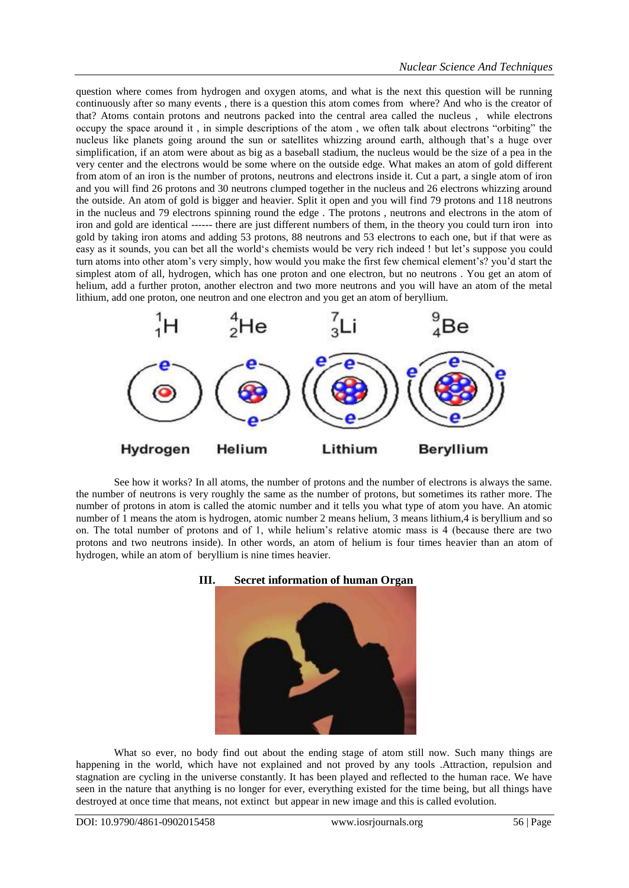question where comes from hydrogen and oxygen atoms, and what is the next this question will be running continuously after so many events , there is a question this atom comes from where? And who is the creator of that? Atoms contain protons and neutrons packed into the central area called the nucleus , while electrons occupy the space around it , in simple descriptions of the atom , we often talk about electrons "orbiting" the nucleus like planets going around the sun or satellites whizzing around earth, although that's a huge over simplification, if an atom were about as big as a baseball stadium, the nucleus would be the size of a pea in the very center and the electrons would be some where on the outside edge. What makes an atom of gold different from atom of an iron is the number of protons, neutrons and electrons inside it. Cut a part, a single atom of iron and you will find 26 protons and 30 neutrons clumped together in the nucleus and 26 electrons whizzing around the outside. An atom of gold is bigger and heavier. Split it open and you will find 79 protons and 118 neutrons in the nucleus and 79 electrons spinning round the edge . The protons , neutrons and electrons in the atom of iron and gold are identical ------ there are just different numbers of them, in the theory you could turn iron into gold by taking iron atoms and adding 53 protons, 88 neutrons and 53 electrons to each one, but if that were as easy as it sounds, you can bet all the world's chemists would be very rich indeed ! but let's suppose you could turn atoms into other atom's very simply, how would you make the first few chemical element's? you'd start the simplest atom of all, hydrogen, which has one proton and one electron, but no neutrons . You get an atom of helium, add a further proton, another electron and two more neutrons and you will have an atom of the metal lithium, add one proton, one neutron and one electron and you get an atom of beryllium.

$^{1}_{1}H$ $^{4}_{2}He$ $^{7}_{3}Li$ $^{9}_{4}Be$

Hydrogen Helium Lithium Beryllium

See how it works? In all atoms, the number of protons and the number of electrons is always the same. the number of neutrons is very roughly the same as the number of protons, but sometimes its rather more. The number of protons in atom is called the atomic number and it tells you what type of atom you have. An atomic number of 1 means the atom is hydrogen, atomic number 2 means helium, 3 means lithium,4 is beryllium and so on. The total number of protons and of 1, while helium's relative atomic mass is 4 (because there are two protons and two neutrons inside). In other words, an atom of helium is four times heavier than an atom of hydrogen, while an atom of beryllium is nine times heavier.

## III. Secret information of human Organ

What so ever, no body find out about the ending stage of atom still now. Such many things are happening in the world, which have not explained and not proved by any tools .Attraction, repulsion and stagnation are cycling in the universe constantly. It has been played and reflected to the human race. We have seen in the nature that anything is no longer for ever, everything existed for the time being, but all things have destroyed at once time that means, not extinct but appear in new image and this is called evolution.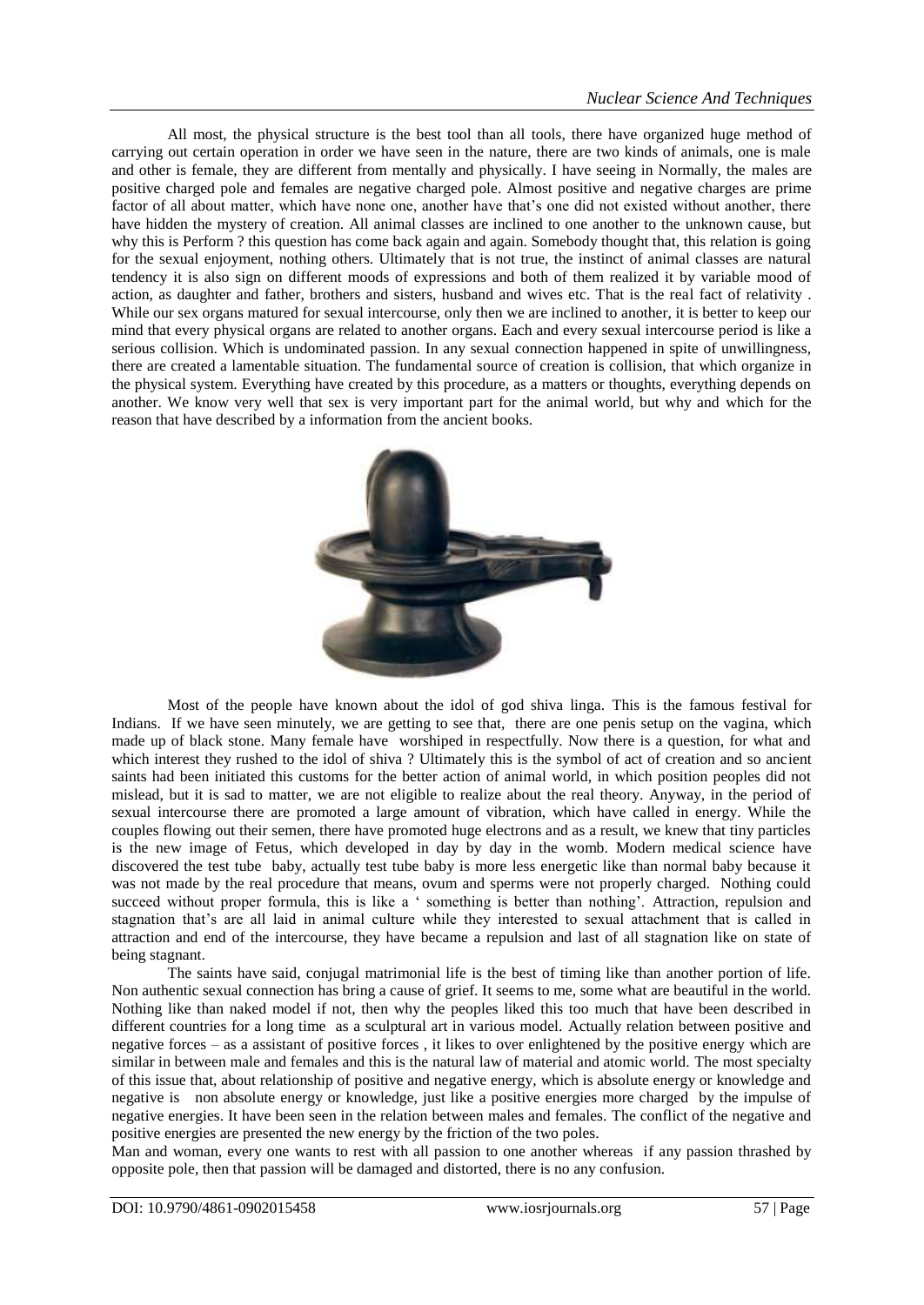All most, the physical structure is the best tool than all tools, there have organized huge method of carrying out certain operation in order we have seen in the nature, there are two kinds of animals, one is male and other is female, they are different from mentally and physically. I have seeing in Normally, the males are positive charged pole and females are negative charged pole. Almost positive and negative charges are prime factor of all about matter, which have none one, another have that's one did not existed without another, there have hidden the mystery of creation. All animal classes are inclined to one another to the unknown cause, but why this is Perform ? this question has come back again and again. Somebody thought that, this relation is going for the sexual enjoyment, nothing others. Ultimately that is not true, the instinct of animal classes are natural tendency it is also sign on different moods of expressions and both of them realized it by variable mood of action, as daughter and father, brothers and sisters, husband and wives etc. That is the real fact of relativity . While our sex organs matured for sexual intercourse, only then we are inclined to another, it is better to keep our mind that every physical organs are related to another organs. Each and every sexual intercourse period is like a serious collision. Which is undominated passion. In any sexual connection happened in spite of unwillingness, there are created a lamentable situation. The fundamental source of creation is collision, that which organize in the physical system. Everything have created by this procedure, as a matters or thoughts, everything depends on another. We know very well that sex is very important part for the animal world, but why and which for the reason that have described by a information from the ancient books.

Most of the people have known about the idol of god shiva linga. This is the famous festival for Indians. If we have seen minutely, we are getting to see that, there are one penis setup on the vagina, which made up of black stone. Many female have worshiped in respectfully. Now there is a question, for what and which interest they rushed to the idol of shiva ? Ultimately this is the symbol of act of creation and so ancient saints had been initiated this customs for the better action of animal world, in which position peoples did not mislead, but it is sad to matter, we are not eligible to realize about the real theory. Anyway, in the period of sexual intercourse there are promoted a large amount of vibration, which have called in energy. While the couples flowing out their semen, there have promoted huge electrons and as a result, we knew that tiny particles is the new image of Fetus, which developed in day by day in the womb. Modern medical science have discovered the test tube baby, actually test tube baby is more less energetic like than normal baby because it was not made by the real procedure that means, ovum and sperms were not properly charged. Nothing could succeed without proper formula, this is like a ' something is better than nothing'. Attraction, repulsion and stagnation that's are all laid in animal culture while they interested to sexual attachment that is called in attraction and end of the intercourse, they have became a repulsion and last of all stagnation like on state of being stagnant.

The saints have said, conjugal matrimonial life is the best of timing like than another portion of life. Non authentic sexual connection has bring a cause of grief. It seems to me, some what are beautiful in the world. Nothing like than naked model if not, then why the peoples liked this too much that have been described in different countries for a long time as a sculptural art in various model. Actually relation between positive and negative forces – as a assistant of positive forces , it likes to over enlightened by the positive energy which are similar in between male and females and this is the natural law of material and atomic world. The most specialty of this issue that, about relationship of positive and negative energy, which is absolute energy or knowledge and negative is non absolute energy or knowledge, just like a positive energies more charged by the impulse of negative energies. It have been seen in the relation between males and females. The conflict of the negative and positive energies are presented the new energy by the friction of the two poles.

Man and woman, every one wants to rest with all passion to one another whereas if any passion thrashed by opposite pole, then that passion will be damaged and distorted, there is no any confusion.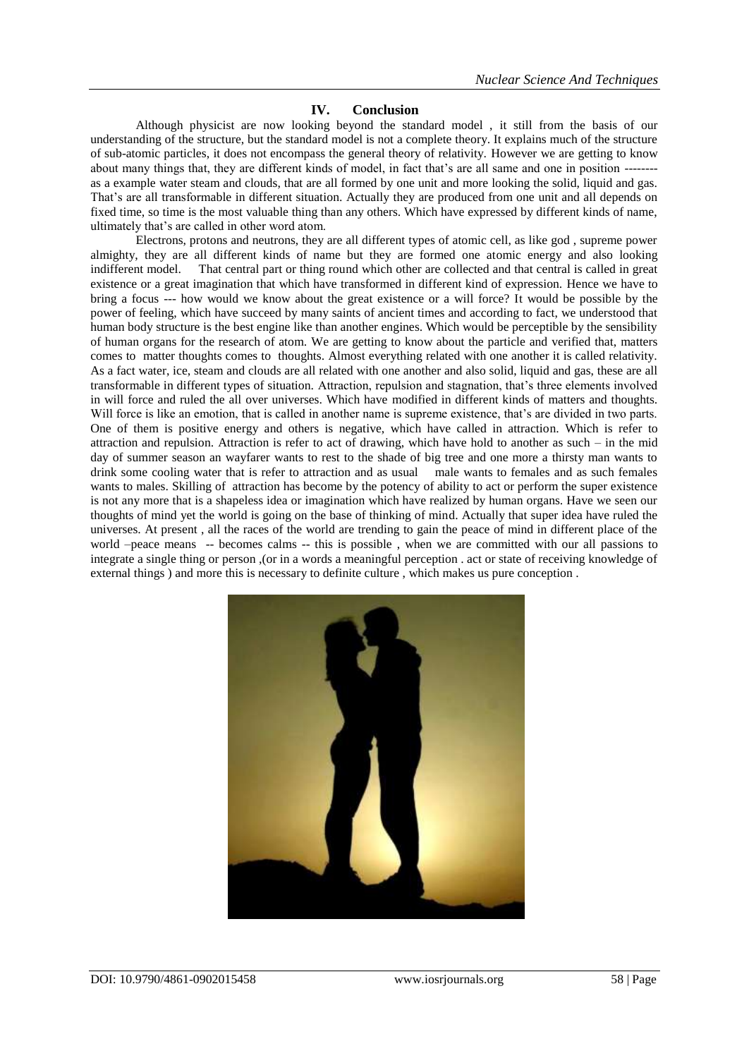## IV. Conclusion

Although physicist are now looking beyond the standard model , it still from the basis of our understanding of the structure, but the standard model is not a complete theory. It explains much of the structure of sub-atomic particles, it does not encompass the general theory of relativity. However we are getting to know about many things that, they are different kinds of model, in fact that's are all same and one in position -------- as a example water steam and clouds, that are all formed by one unit and more looking the solid, liquid and gas. That's are all transformable in different situation. Actually they are produced from one unit and all depends on fixed time, so time is the most valuable thing than any others. Which have expressed by different kinds of name, ultimately that's are called in other word atom.

Electrons, protons and neutrons, they are all different types of atomic cell, as like god , supreme power almighty, they are all different kinds of name but they are formed one atomic energy and also looking indifferent model. That central part or thing round which other are collected and that central is called in great existence or a great imagination that which have transformed in different kind of expression. Hence we have to bring a focus --- how would we know about the great existence or a will force? It would be possible by the power of feeling, which have succeed by many saints of ancient times and according to fact, we understood that human body structure is the best engine like than another engines. Which would be perceptible by the sensibility of human organs for the research of atom. We are getting to know about the particle and verified that, matters comes to matter thoughts comes to thoughts. Almost everything related with one another it is called relativity. As a fact water, ice, steam and clouds are all related with one another and also solid, liquid and gas, these are all transformable in different types of situation. Attraction, repulsion and stagnation, that's three elements involved in will force and ruled the all over universes. Which have modified in different kinds of matters and thoughts. Will force is like an emotion, that is called in another name is supreme existence, that's are divided in two parts. One of them is positive energy and others is negative, which have called in attraction. Which is refer to attraction and repulsion. Attraction is refer to act of drawing, which have hold to another as such – in the mid day of summer season an wayfarer wants to rest to the shade of big tree and one more a thirsty man wants to drink some cooling water that is refer to attraction and as usual male wants to females and as such females wants to males. Skilling of attraction has become by the potency of ability to act or perform the super existence is not any more that is a shapeless idea or imagination which have realized by human organs. Have we seen our thoughts of mind yet the world is going on the base of thinking of mind. Actually that super idea have ruled the universes. At present , all the races of the world are trending to gain the peace of mind in different place of the world –peace means -- becomes calms -- this is possible , when we are committed with our all passions to integrate a single thing or person ,(or in a words a meaningful perception . act or state of receiving knowledge of external things ) and more this is necessary to definite culture , which makes us pure conception .